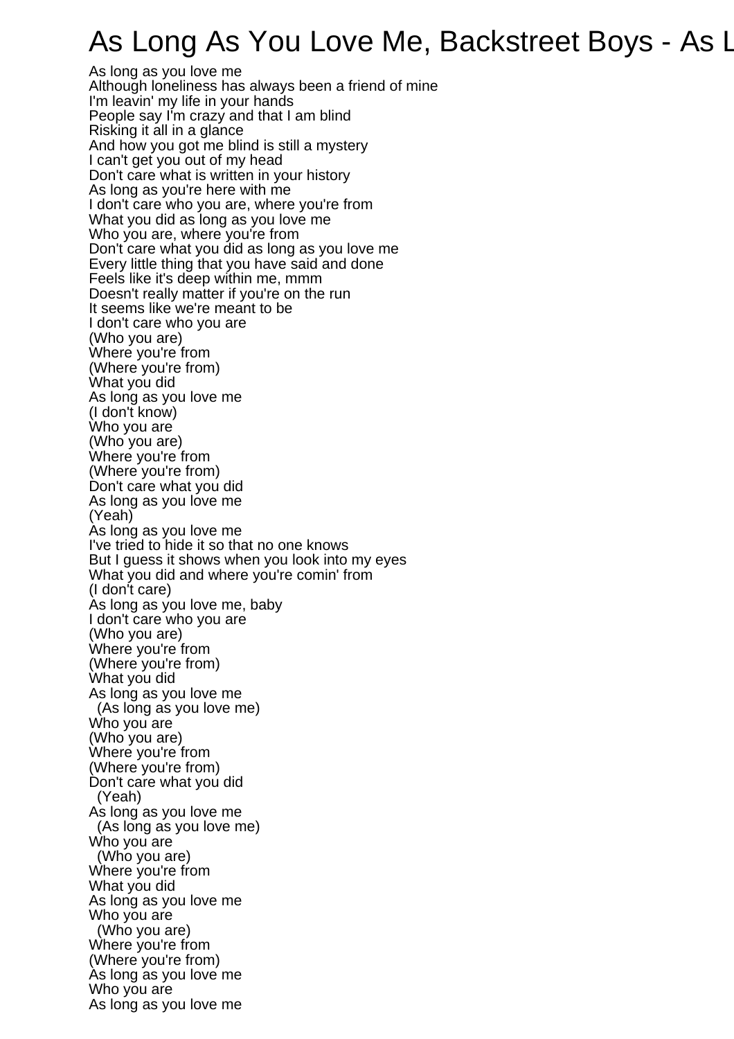# As Long As You Love Me, Backstreet Boys - As L

As long as you love me
Although loneliness has always been a friend of mine
I'm leavin' my life in your hands
People say I'm crazy and that I am blind
Risking it all in a glance
And how you got me blind is still a mystery
I can't get you out of my head
Don't care what is written in your history
As long as you're here with me
I don't care who you are, where you're from
What you did as long as you love me
Who you are, where you're from
Don't care what you did as long as you love me
Every little thing that you have said and done
Feels like it's deep within me, mmm
Doesn't really matter if you're on the run
It seems like we're meant to be
I don't care who you are
(Who you are)
Where you're from
(Where you're from)
What you did
As long as you love me
(I don't know)
Who you are
(Who you are)
Where you're from
(Where you're from)
Don't care what you did
As long as you love me
(Yeah)
As long as you love me
I've tried to hide it so that no one knows
But I guess it shows when you look into my eyes
What you did and where you're comin' from
(I don't care)
As long as you love me, baby
I don't care who you are
(Who you are)
Where you're from
(Where you're from)
What you did
As long as you love me
(As long as you love me)
Who you are
(Who you are)
Where you're from
(Where you're from)
Don't care what you did
(Yeah)
As long as you love me
(As long as you love me)
Who you are
(Who you are)
Where you're from
What you did
As long as you love me
Who you are
(Who you are)
Where you're from
(Where you're from)
As long as you love me
Who you are
As long as you love me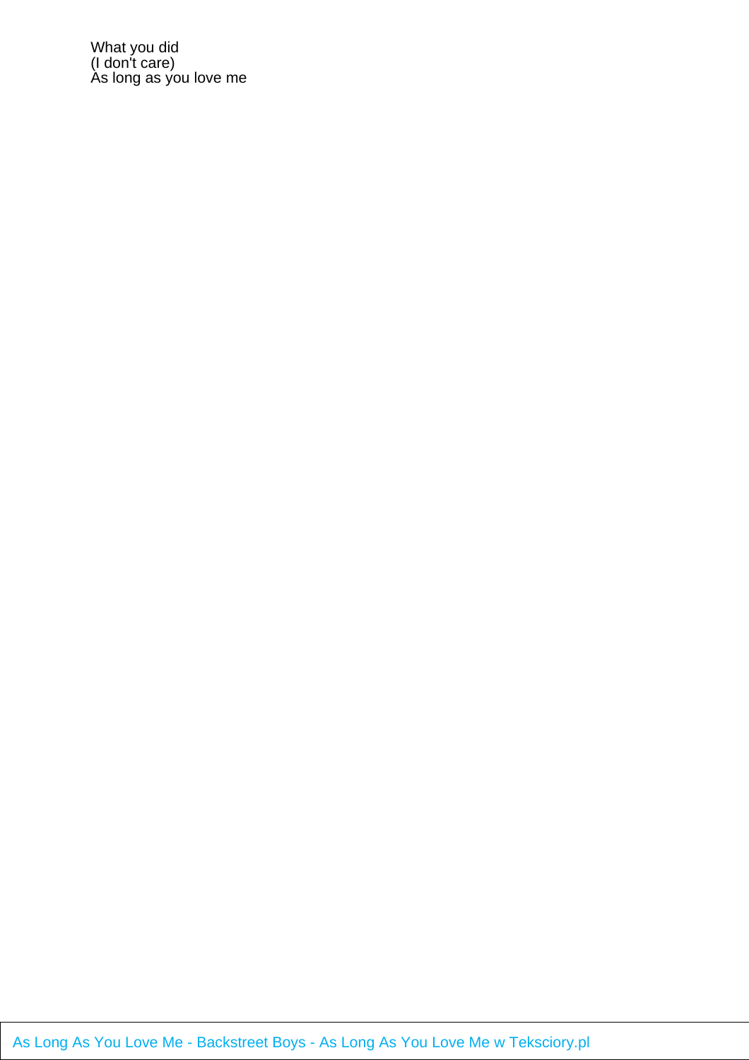What you did
(I don't care)
As long as you love me